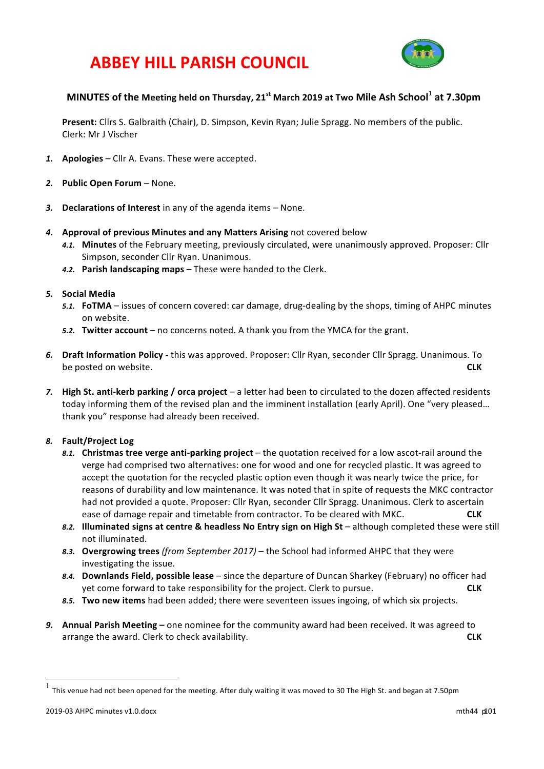# ABBEY HILL PARISH COUNCIL

## MINUTES of the Meeting held on Thursday, 21st March 2019 at Two Mile Ash School[1] at 7.30pm

**Present:** Cllrs S. Galbraith (Chair), D. Simpson, Kevin Ryan; Julie Spragg. No members of the public.
Clerk: Mr J Vischer

1. **Apologies** – Cllr A. Evans. These were accepted.

2. **Public Open Forum** – None.

3. **Declarations of Interest** in any of the agenda items – None.

4. **Approval of previous Minutes and any Matters Arising** not covered below
   - 4.1. **Minutes** of the February meeting, previously circulated, were unanimously approved. Proposer: Cllr Simpson, seconder Cllr Ryan. Unanimous.
   - 4.2. **Parish landscaping maps** – These were handed to the Clerk.

5. **Social Media**
   - 5.1. **FoTMA** – issues of concern covered: car damage, drug-dealing by the shops, timing of AHPC minutes on website.
   - 5.2. **Twitter account** – no concerns noted. A thank you from the YMCA for the grant.

6. **Draft Information Policy -** this was approved. Proposer: Cllr Ryan, seconder Cllr Spragg. Unanimous. To be posted on website. **CLK**

7. **High St. anti-kerb parking / orca project** – a letter had been to circulated to the dozen affected residents today informing them of the revised plan and the imminent installation (early April). One "very pleased… thank you" response had already been received.

8. **Fault/Project Log**
   - 8.1. **Christmas tree verge anti-parking project** – the quotation received for a low ascot-rail around the verge had comprised two alternatives: one for wood and one for recycled plastic. It was agreed to accept the quotation for the recycled plastic option even though it was nearly twice the price, for reasons of durability and low maintenance. It was noted that in spite of requests the MKC contractor had not provided a quote. Proposer: Cllr Ryan, seconder Cllr Spragg. Unanimous. Clerk to ascertain ease of damage repair and timetable from contractor. To be cleared with MKC. **CLK**
   - 8.2. **Illuminated signs at centre & headless No Entry sign on High St** – although completed these were still not illuminated.
   - 8.3. **Overgrowing trees** *(from September 2017)* – the School had informed AHPC that they were investigating the issue.
   - 8.4. **Downlands Field, possible lease** – since the departure of Duncan Sharkey (February) no officer had yet come forward to take responsibility for the project. Clerk to pursue. **CLK**
   - 8.5. **Two new items** had been added; there were seventeen issues ingoing, of which six projects.

9. **Annual Parish Meeting –** one nominee for the community award had been received. It was agreed to arrange the award. Clerk to check availability. **CLK**

---

[1] This venue had not been opened for the meeting. After duly waiting it was moved to 30 The High St. and began at 7.50pm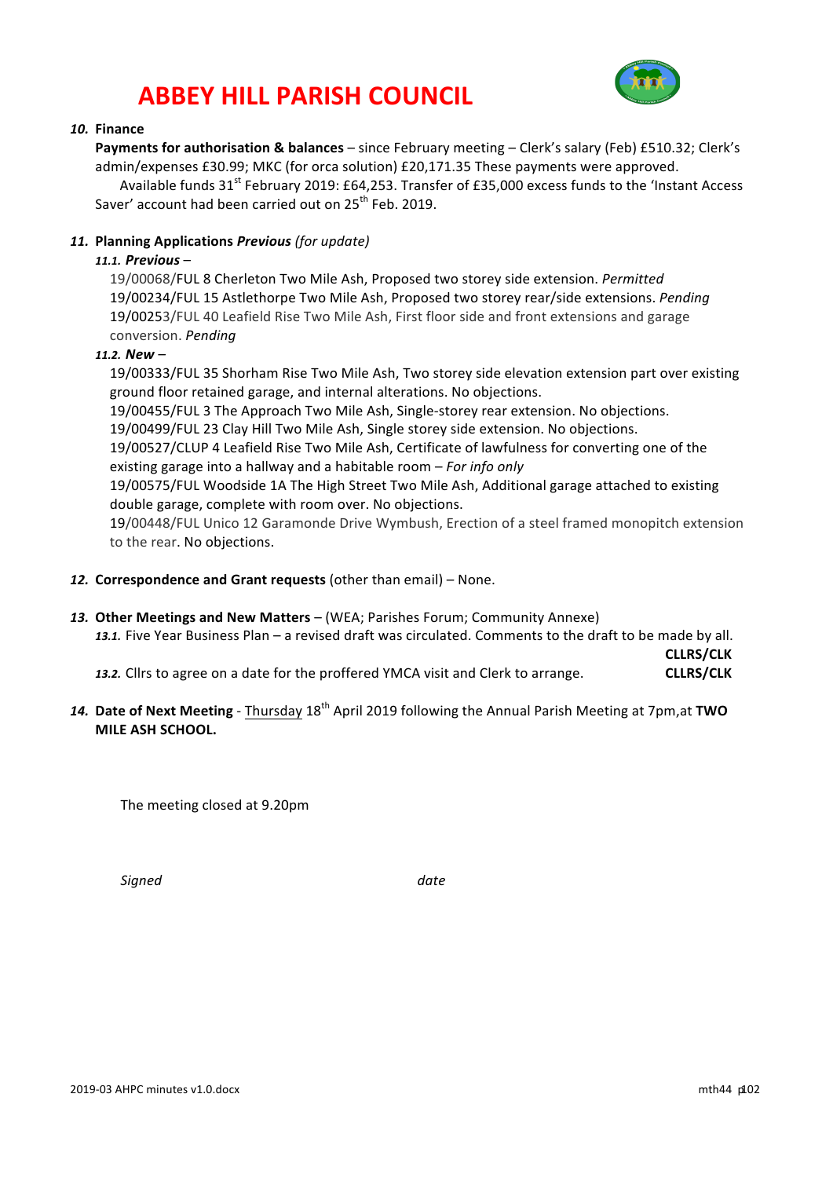# ABBEY HILL PARISH COUNCIL

***10.* Finance**

**Payments for authorisation & balances** – since February meeting – Clerk's salary (Feb) £510.32; Clerk's admin/expenses £30.99; MKC (for orca solution) £20,171.35 These payments were approved.

Available funds 31st February 2019: £64,253. Transfer of £35,000 excess funds to the 'Instant Access Saver' account had been carried out on 25th Feb. 2019.

***11.* Planning Applications *Previous*** *(for update)*

***11.1. Previous*** –

19/00068/FUL 8 Cherleton Two Mile Ash, Proposed two storey side extension. *Permitted*
19/00234/FUL 15 Astlethorpe Two Mile Ash, Proposed two storey rear/side extensions. *Pending*
19/00253/FUL 40 Leafield Rise Two Mile Ash, First floor side and front extensions and garage conversion. *Pending*

***11.2. New*** –

19/00333/FUL 35 Shorham Rise Two Mile Ash, Two storey side elevation extension part over existing ground floor retained garage, and internal alterations. No objections.
19/00455/FUL 3 The Approach Two Mile Ash, Single-storey rear extension. No objections.
19/00499/FUL 23 Clay Hill Two Mile Ash, Single storey side extension. No objections.
19/00527/CLUP 4 Leafield Rise Two Mile Ash, Certificate of lawfulness for converting one of the existing garage into a hallway and a habitable room – *For info only*
19/00575/FUL Woodside 1A The High Street Two Mile Ash, Additional garage attached to existing double garage, complete with room over. No objections.
19/00448/FUL Unico 12 Garamonde Drive Wymbush, Erection of a steel framed monopitch extension to the rear. No objections.

***12.* Correspondence and Grant requests** (other than email) – None.

***13.* Other Meetings and New Matters** – (WEA; Parishes Forum; Community Annexe)

***13.1.*** Five Year Business Plan – a revised draft was circulated. Comments to the draft to be made by all. **CLLRS/CLK**

***13.2.*** Cllrs to agree on a date for the proffered YMCA visit and Clerk to arrange. **CLLRS/CLK**

***14.* Date of Next Meeting** - Thursday 18th April 2019 following the Annual Parish Meeting at 7pm,at **TWO MILE ASH SCHOOL.**

The meeting closed at 9.20pm

*Signed* *date*